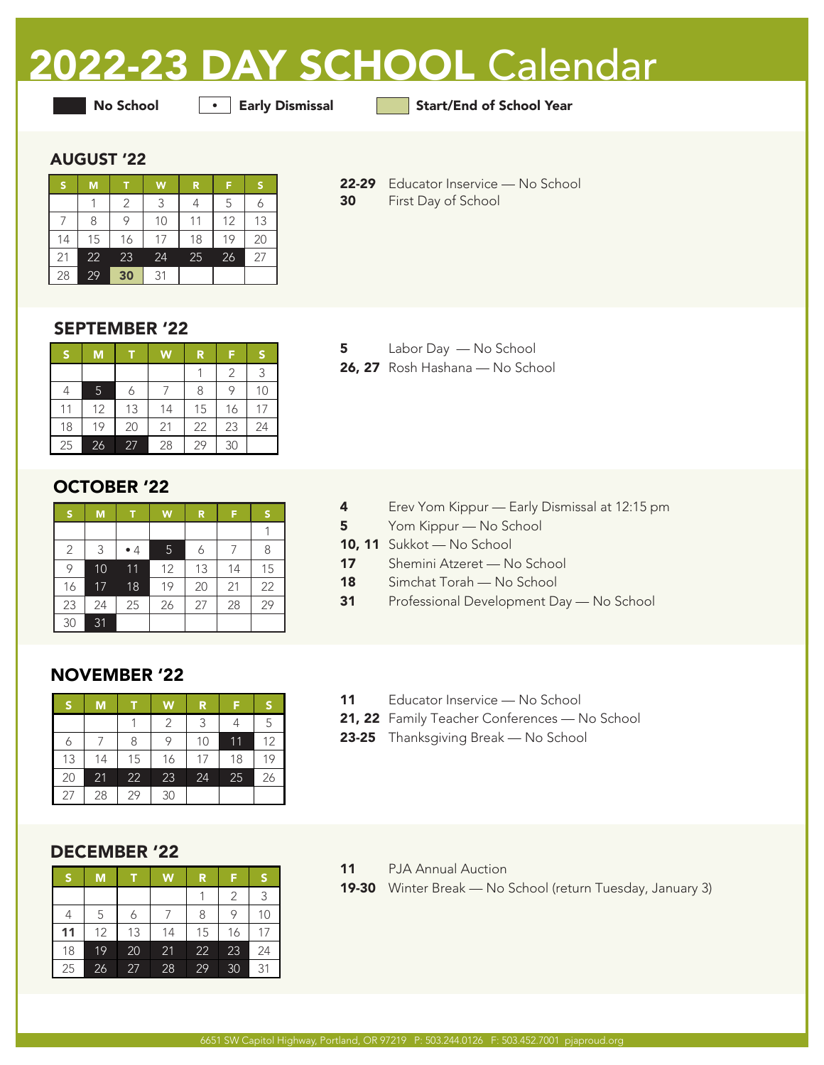# 2022-23 DAY SCHOOL Calendar

**No School** | • **Early Dismissal** | **Start/End of School Year**

## AUGUST '22

| S | M | T | W | R | F | S |
|---|---|---|---|---|---|---|
| | 1 | 2 | 3 | 4 | 5 | 6 |
| 7 | 8 | 9 | 10 | 11 | 12 | 13 |
| 14 | 15 | 16 | 17 | 18 | 19 | 20 |
| 21 | 22 | 23 | 24 | 25 | 26 | 27 |
| 28 | 29 | **30** | 31 | | | |

**22-29** Educator Inservice — No School
**30** First Day of School

## SEPTEMBER '22

| S | M | T | W | R | F | S |
|---|---|---|---|---|---|---|
| | | | | 1 | 2 | 3 |
| 4 | 5 | 6 | 7 | 8 | 9 | 10 |
| 11 | 12 | 13 | 14 | 15 | 16 | 17 |
| 18 | 19 | 20 | 21 | 22 | 23 | 24 |
| 25 | 26 | 27 | 28 | 29 | 30 | |

**5** Labor Day — No School
**26, 27** Rosh Hashana — No School

## OCTOBER '22

| S | M | T | W | R | F | S |
|---|---|---|---|---|---|---|
| | | | | | | 1 |
| 2 | 3 | • 4 | 5 | 6 | 7 | 8 |
| 9 | 10 | 11 | 12 | 13 | 14 | 15 |
| 16 | 17 | 18 | 19 | 20 | 21 | 22 |
| 23 | 24 | 25 | 26 | 27 | 28 | 29 |
| 30 | 31 | | | | | |

**4** Erev Yom Kippur — Early Dismissal at 12:15 pm
**5** Yom Kippur — No School
**10, 11** Sukkot — No School
**17** Shemini Atzeret — No School
**18** Simchat Torah — No School
**31** Professional Development Day — No School

## NOVEMBER '22

| S | M | T | W | R | F | S |
|---|---|---|---|---|---|---|
| | | 1 | 2 | 3 | 4 | 5 |
| 6 | 7 | 8 | 9 | 10 | 11 | 12 |
| 13 | 14 | 15 | 16 | 17 | 18 | 19 |
| 20 | 21 | 22 | 23 | 24 | 25 | 26 |
| 27 | 28 | 29 | 30 | | | |

**11** Educator Inservice — No School
**21, 22** Family Teacher Conferences — No School
**23-25** Thanksgiving Break — No School

## DECEMBER '22

| S | M | T | W | R | F | S |
|---|---|---|---|---|---|---|
| | | | | 1 | 2 | 3 |
| 4 | 5 | 6 | 7 | 8 | 9 | 10 |
| **11** | 12 | 13 | 14 | 15 | 16 | 17 |
| 18 | 19 | 20 | 21 | 22 | 23 | 24 |
| 25 | 26 | 27 | 28 | 29 | 30 | 31 |

**11** PJA Annual Auction
**19-30** Winter Break — No School (return Tuesday, January 3)

6651 SW Capitol Highway, Portland, OR 97219 P: 503.244.0126 F: 503.452.7001 pjaproud.org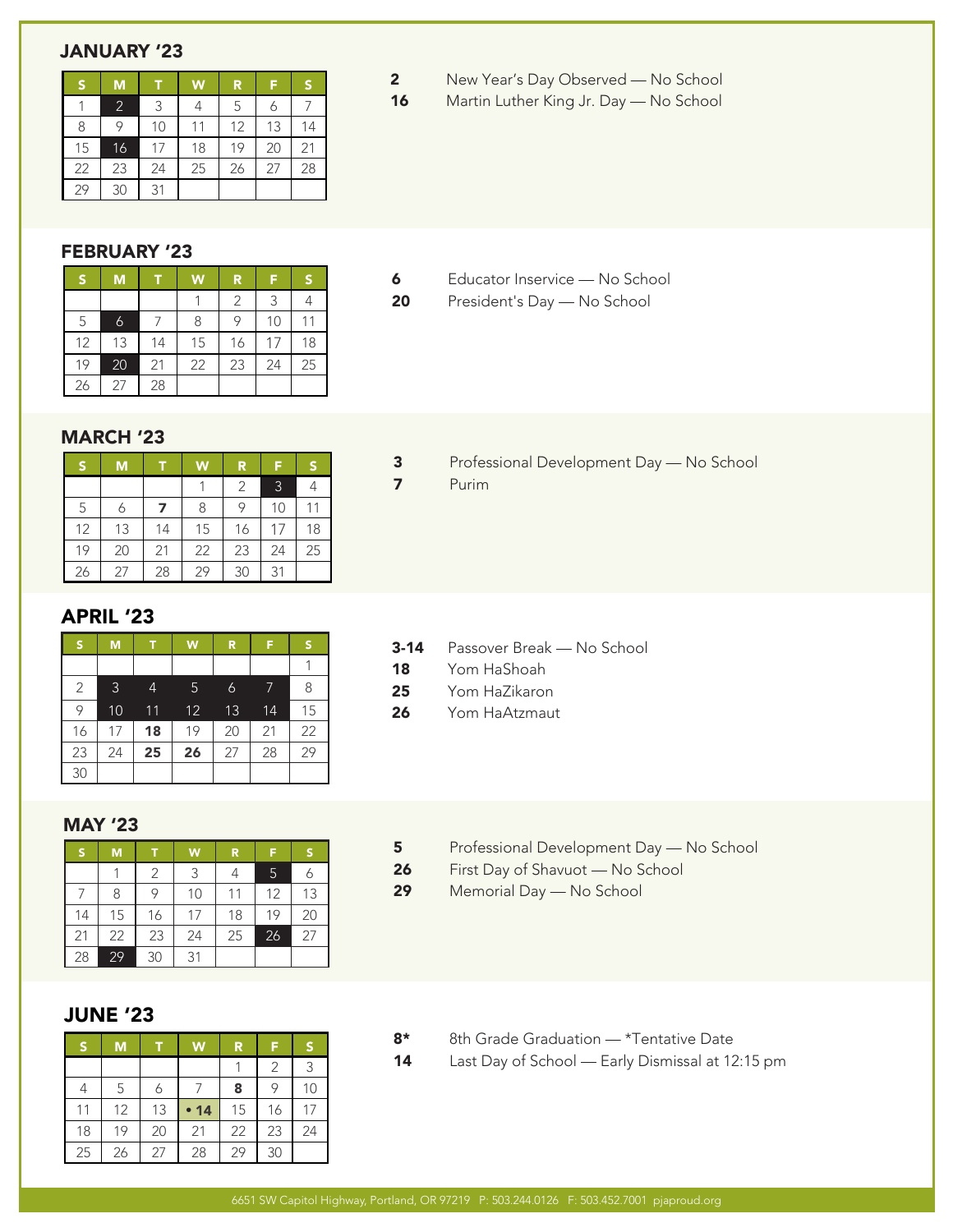## JANUARY '23

| S | M | T | W | R | F | S |
|---|---|---|---|---|---|---|
| 1 | 2 | 3 | 4 | 5 | 6 | 7 |
| 8 | 9 | 10 | 11 | 12 | 13 | 14 |
| 15 | 16 | 17 | 18 | 19 | 20 | 21 |
| 22 | 23 | 24 | 25 | 26 | 27 | 28 |
| 29 | 30 | 31 | | | | |

**2** New Year's Day Observed — No School
**16** Martin Luther King Jr. Day — No School

## FEBRUARY '23

| S | M | T | W | R | F | S |
|---|---|---|---|---|---|---|
| | | | 1 | 2 | 3 | 4 |
| 5 | 6 | 7 | 8 | 9 | 10 | 11 |
| 12 | 13 | 14 | 15 | 16 | 17 | 18 |
| 19 | 20 | 21 | 22 | 23 | 24 | 25 |
| 26 | 27 | 28 | | | | |

**6** Educator Inservice — No School
**20** President's Day — No School

## MARCH '23

| S | M | T | W | R | F | S |
|---|---|---|---|---|---|---|
| | | | 1 | 2 | 3 | 4 |
| 5 | 6 | **7** | 8 | 9 | 10 | 11 |
| 12 | 13 | 14 | 15 | 16 | 17 | 18 |
| 19 | 20 | 21 | 22 | 23 | 24 | 25 |
| 26 | 27 | 28 | 29 | 30 | 31 | |

**3** Professional Development Day — No School
**7** Purim

## APRIL '23

| S | M | T | W | R | F | S |
|---|---|---|---|---|---|---|
| | | | | | | 1 |
| 2 | 3 | 4 | 5 | 6 | 7 | 8 |
| 9 | 10 | 11 | 12 | 13 | 14 | 15 |
| 16 | 17 | **18** | 19 | 20 | 21 | 22 |
| 23 | 24 | **25** | **26** | 27 | 28 | 29 |
| 30 | | | | | | |

**3-14** Passover Break — No School
**18** Yom HaShoah
**25** Yom HaZikaron
**26** Yom HaAtzmaut

## MAY '23

| S | M | T | W | R | F | S |
|---|---|---|---|---|---|---|
| | 1 | 2 | 3 | 4 | 5 | 6 |
| 7 | 8 | 9 | 10 | 11 | 12 | 13 |
| 14 | 15 | 16 | 17 | 18 | 19 | 20 |
| 21 | 22 | 23 | 24 | 25 | 26 | 27 |
| 28 | 29 | 30 | 31 | | | |

**5** Professional Development Day — No School
**26** First Day of Shavuot — No School
**29** Memorial Day — No School

## JUNE '23

| S | M | T | W | R | F | S |
|---|---|---|---|---|---|---|
| | | | | 1 | 2 | 3 |
| 4 | 5 | 6 | 7 | **8** | 9 | 10 |
| 11 | 12 | 13 | **• 14** | 15 | 16 | 17 |
| 18 | 19 | 20 | 21 | 22 | 23 | 24 |
| 25 | 26 | 27 | 28 | 29 | 30 | |

**8*** 8th Grade Graduation — *Tentative Date
**14** Last Day of School — Early Dismissal at 12:15 pm

6651 SW Capitol Highway, Portland, OR 97219 P: 503.244.0126 F: 503.452.7001 pjaproud.org